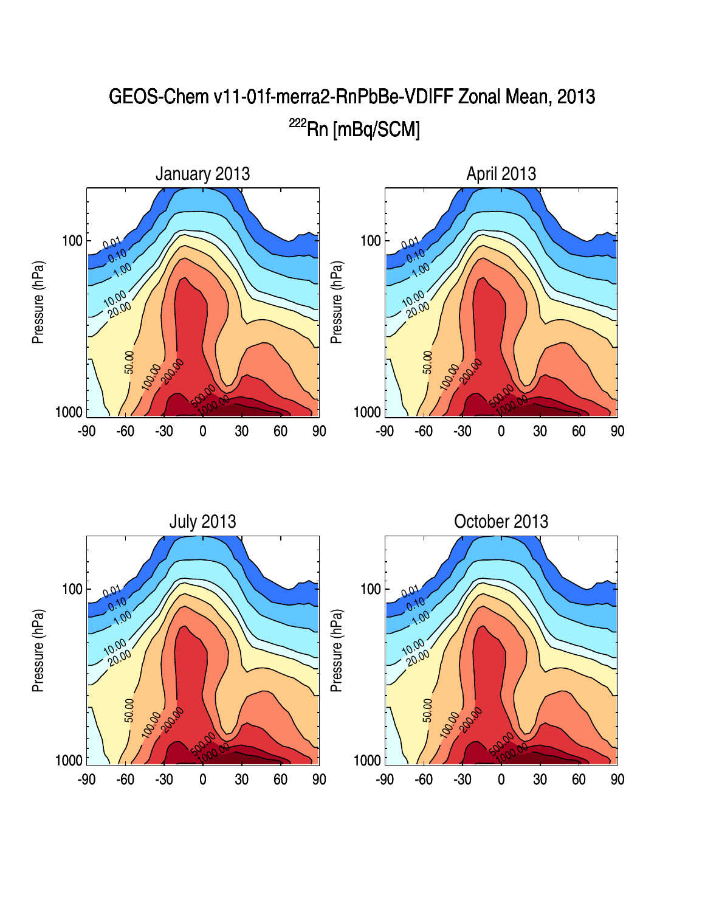# GEOS-Chem v11-01f-merra2-RnPbBe-VDIFF Zonal Mean, 2013

## $^{222}Rn$ [mBq/SCM]

### January 2013

### April 2013

### July 2013

### October 2013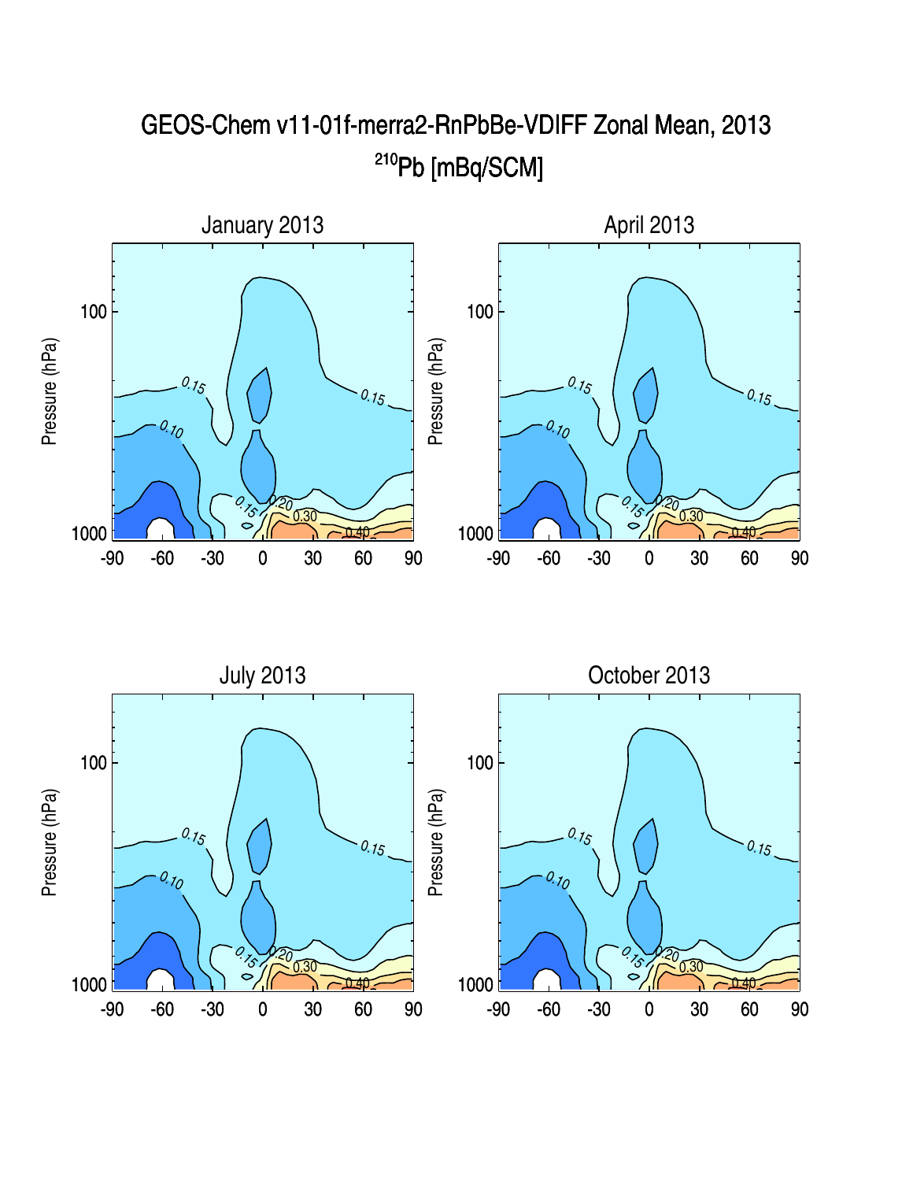# GEOS-Chem v11-01f-merra2-RnPbBe-VDIFF Zonal Mean, 2013

## $^{210}Pb$ [mBq/SCM]

### January 2013

### April 2013

### July 2013

### October 2013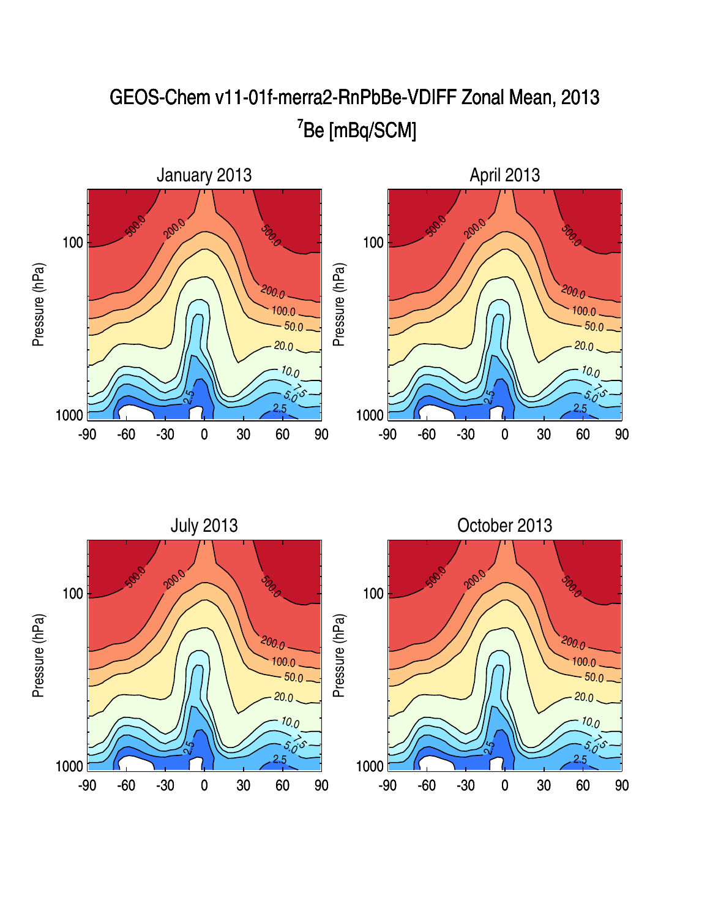# GEOS-Chem v11-01f-merra2-RnPbBe-VDIFF Zonal Mean, 2013

## $^7$Be [mBq/SCM]

January 2013

April 2013

July 2013

October 2013

Pressure (hPa)

100

1000

-90 -60 -30 0 30 60 90

500.0

200.0

100.0

50.0

20.0

10.0

7.5

5.0

2.5